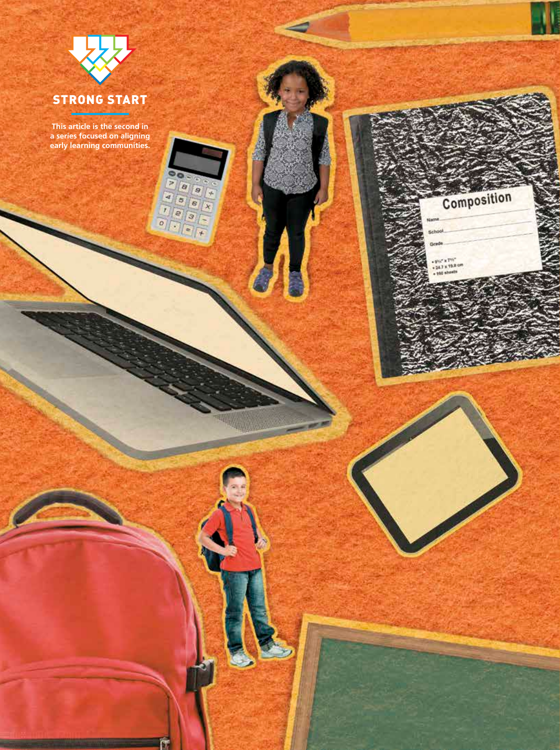**STRONG START**

This article is the second in a series focused on aligning early learning communities.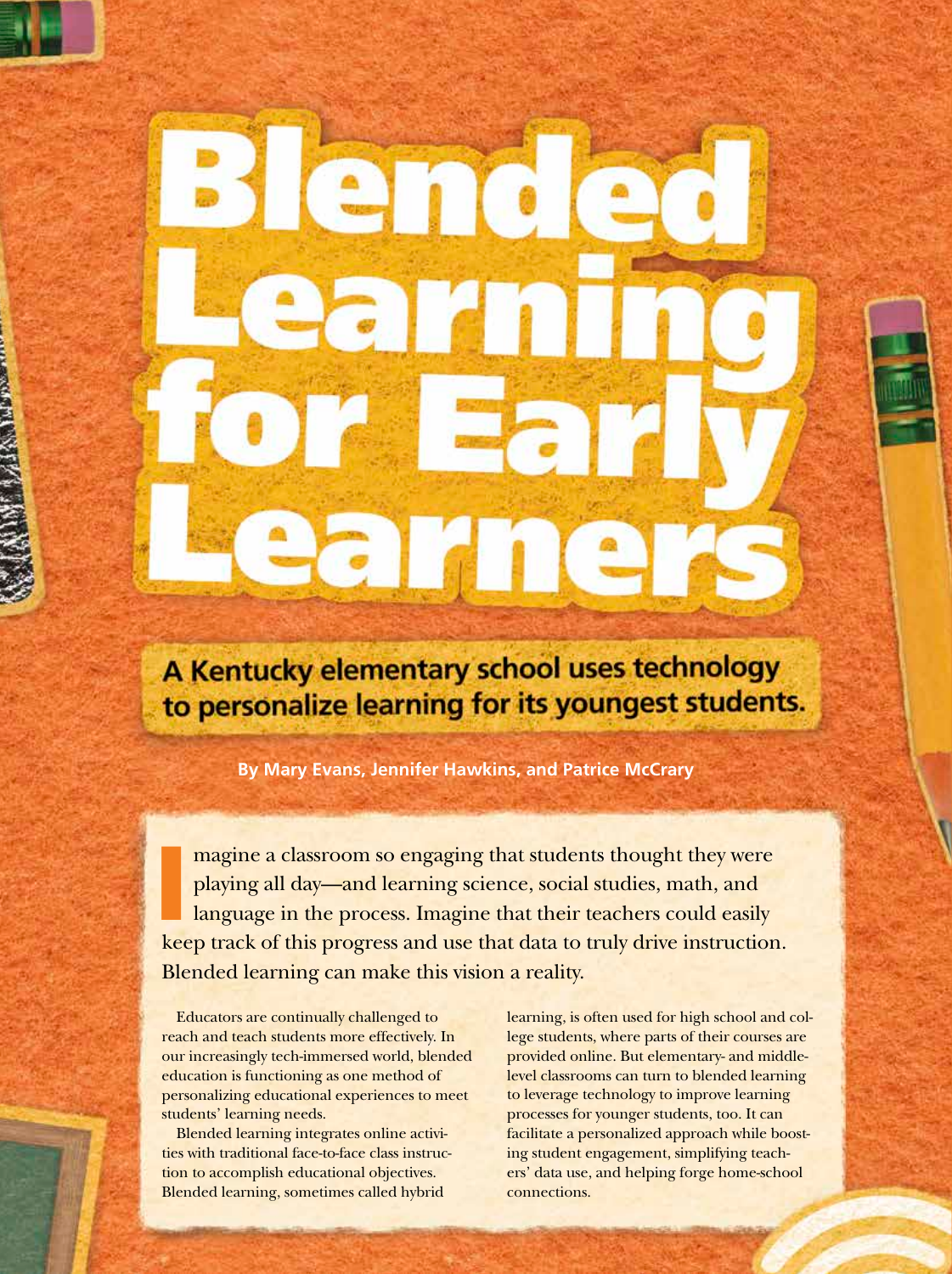# Blended Learning for Early Learners

**A Kentucky elementary school uses technology to personalize learning for its youngest students.**

**By Mary Evans, Jennifer Hawkins, and Patrice McCrary**

Imagine a classroom so engaging that students thought they were playing all day—and learning science, social studies, math, and language in the process. Imagine that their teachers could easily keep track of this progress and use that data to truly drive instruction. Blended learning can make this vision a reality.

Educators are continually challenged to reach and teach students more effectively. In our increasingly tech-immersed world, blended education is functioning as one method of personalizing educational experiences to meet students' learning needs.

Blended learning integrates online activities with traditional face-to-face class instruction to accomplish educational objectives. Blended learning, sometimes called hybrid learning, is often used for high school and college students, where parts of their courses are provided online. But elementary- and middle-level classrooms can turn to blended learning to leverage technology to improve learning processes for younger students, too. It can facilitate a personalized approach while boosting student engagement, simplifying teachers' data use, and helping forge home-school connections.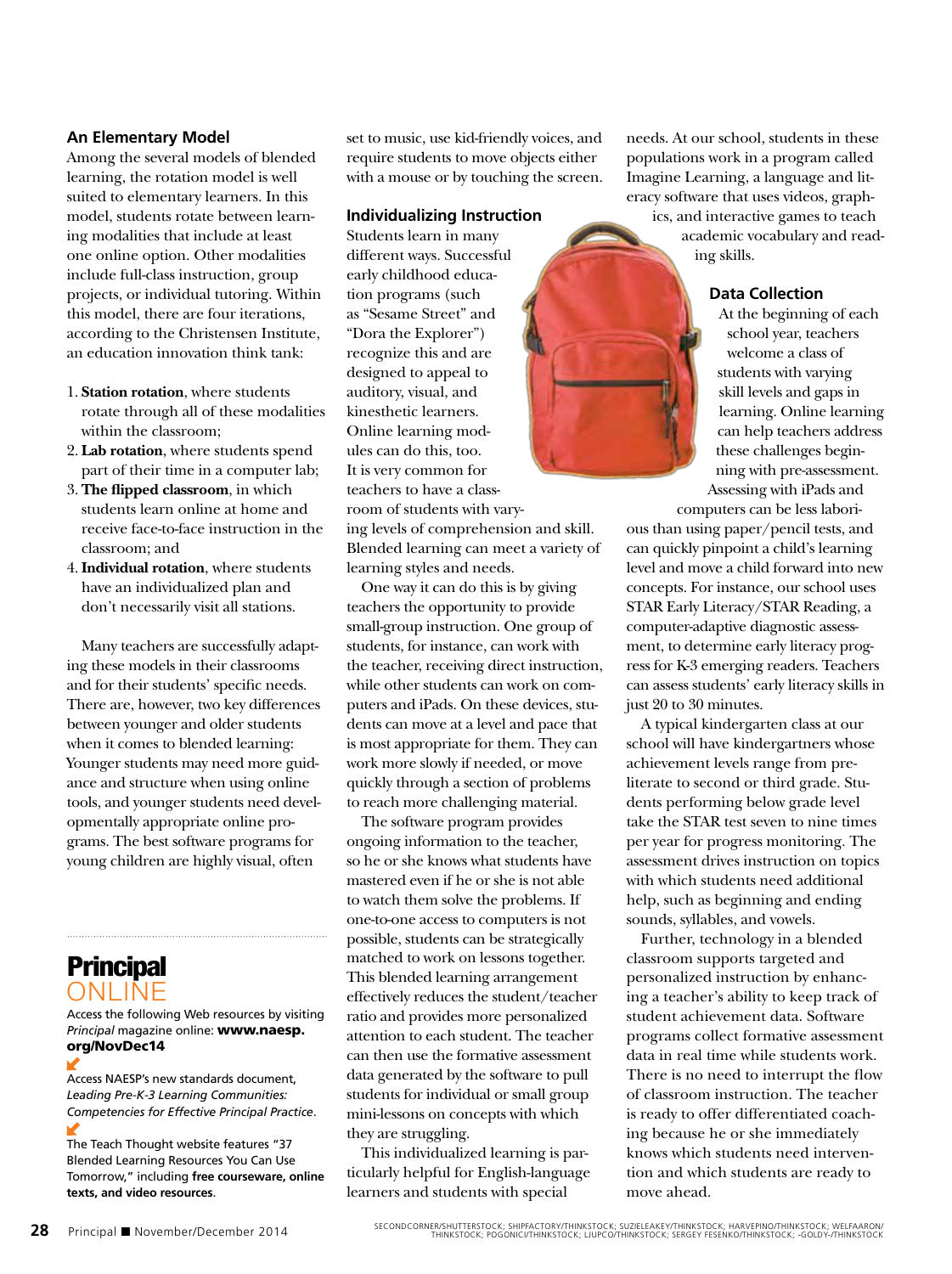### An Elementary Model

Among the several models of blended learning, the rotation model is well suited to elementary learners. In this model, students rotate between learning modalities that include at least one online option. Other modalities include full-class instruction, group projects, or individual tutoring. Within this model, there are four iterations, according to the Christensen Institute, an education innovation think tank:

1. **Station rotation**, where students rotate through all of these modalities within the classroom;
2. **Lab rotation**, where students spend part of their time in a computer lab;
3. **The flipped classroom**, in which students learn online at home and receive face-to-face instruction in the classroom; and
4. **Individual rotation**, where students have an individualized plan and don't necessarily visit all stations.

Many teachers are successfully adapting these models in their classrooms and for their students' specific needs. There are, however, two key differences between younger and older students when it comes to blended learning: Younger students may need more guidance and structure when using online tools, and younger students need developmentally appropriate online programs. The best software programs for young children are highly visual, often set to music, use kid-friendly voices, and require students to move objects either with a mouse or by touching the screen.

### Individualizing Instruction

Students learn in many different ways. Successful early childhood education programs (such as "Sesame Street" and "Dora the Explorer") recognize this and are designed to appeal to auditory, visual, and kinesthetic learners. Online learning modules can do this, too. It is very common for teachers to have a classroom of students with varying levels of comprehension and skill. Blended learning can meet a variety of learning styles and needs.

One way it can do this is by giving teachers the opportunity to provide small-group instruction. One group of students, for instance, can work with the teacher, receiving direct instruction, while other students can work on computers and iPads. On these devices, students can move at a level and pace that is most appropriate for them. They can work more slowly if needed, or move quickly through a section of problems to reach more challenging material.

The software program provides ongoing information to the teacher, so he or she knows what students have mastered even if he or she is not able to watch them solve the problems. If one-to-one access to computers is not possible, students can be strategically matched to work on lessons together. This blended learning arrangement effectively reduces the student/teacher ratio and provides more personalized attention to each student. The teacher can then use the formative assessment data generated by the software to pull students for individual or small group mini-lessons on concepts with which they are struggling.

This individualized learning is particularly helpful for English-language learners and students with special needs. At our school, students in these populations work in a program called Imagine Learning, a language and literacy software that uses videos, graphics, and interactive games to teach academic vocabulary and reading skills.

### Data Collection

At the beginning of each school year, teachers welcome a class of students with varying skill levels and gaps in learning. Online learning can help teachers address these challenges beginning with pre-assessment. Assessing with iPads and computers can be less laborious than using paper/pencil tests, and can quickly pinpoint a child's learning level and move a child forward into new concepts. For instance, our school uses STAR Early Literacy/STAR Reading, a computer-adaptive diagnostic assessment, to determine early literacy progress for K-3 emerging readers. Teachers can assess students' early literacy skills in just 20 to 30 minutes.

A typical kindergarten class at our school will have kindergartners whose achievement levels range from preliterate to second or third grade. Students performing below grade level take the STAR test seven to nine times per year for progress monitoring. The assessment drives instruction on topics with which students need additional help, such as beginning and ending sounds, syllables, and vowels.

Further, technology in a blended classroom supports targeted and personalized instruction by enhancing a teacher's ability to keep track of student achievement data. Software programs collect formative assessment data in real time while students work. There is no need to interrupt the flow of classroom instruction. The teacher is ready to offer differentiated coaching because he or she immediately knows which students need intervention and which students are ready to move ahead.

---

**Principal ONLINE**

Access the following Web resources by visiting *Principal* magazine online: **www.naesp.org/NovDec14**

Access NAESP's new standards document, *Leading Pre-K-3 Learning Communities: Competencies for Effective Principal Practice*.

The Teach Thought website features "37 Blended Learning Resources You Can Use Tomorrow," including **free courseware, online texts, and video resources**.

SECONDCORNER/SHUTTERSTOCK; SHIPFACTORY/THINKSTOCK; SUZIELEAKEY/THINKSTOCK; HARVEPINO/THINKSTOCK; WELFAARON/THINKSTOCK; POGONICI/THINKSTOCK; LJUPCO/THINKSTOCK; SERGEY FESENKO/THINKSTOCK; -GOLDY-/THINKSTOCK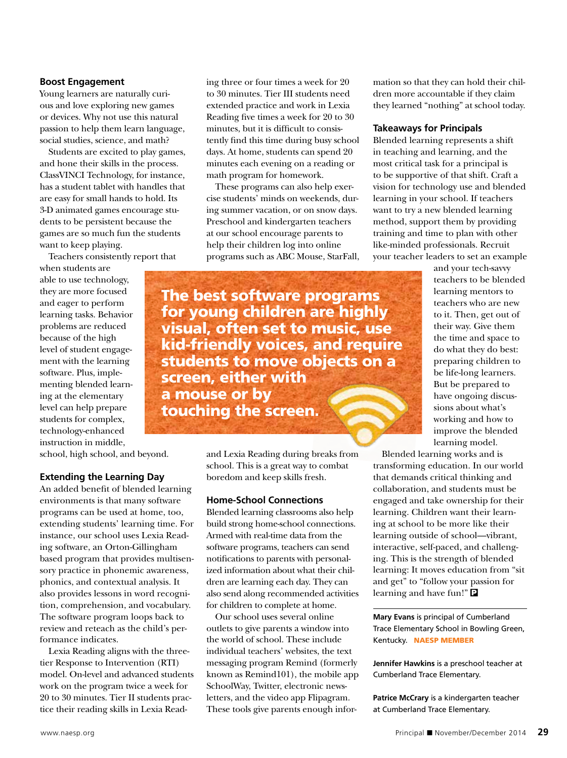## Boost Engagement

Young learners are naturally curious and love exploring new games or devices. Why not use this natural passion to help them learn language, social studies, science, and math?

Students are excited to play games, and hone their skills in the process. ClassVINCI Technology, for instance, has a student tablet with handles that are easy for small hands to hold. Its 3-D animated games encourage students to be persistent because the games are so much fun the students want to keep playing.

Teachers consistently report that when students are able to use technology, they are more focused and eager to perform learning tasks. Behavior problems are reduced because of the high level of student engagement with the learning software. Plus, implementing blended learning at the elementary level can help prepare students for complex, technology-enhanced instruction in middle, school, high school, and beyond.

## Extending the Learning Day

An added benefit of blended learning environments is that many software programs can be used at home, too, extending students' learning time. For instance, our school uses Lexia Reading software, an Orton-Gillingham based program that provides multisensory practice in phonemic awareness, phonics, and contextual analysis. It also provides lessons in word recognition, comprehension, and vocabulary. The software program loops back to review and reteach as the child's performance indicates.

Lexia Reading aligns with the three-tier Response to Intervention (RTI) model. On-level and advanced students work on the program twice a week for 20 to 30 minutes. Tier II students practice their reading skills in Lexia Reading three or four times a week for 20 to 30 minutes. Tier III students need extended practice and work in Lexia Reading five times a week for 20 to 30 minutes, but it is difficult to consistently find this time during busy school days. At home, students can spend 20 minutes each evening on a reading or math program for homework.

These programs can also help exercise students' minds on weekends, during summer vacation, or on snow days. Preschool and kindergarten teachers at our school encourage parents to help their children log into online programs such as ABC Mouse, StarFall, and Lexia Reading during breaks from school. This is a great way to combat boredom and keep skills fresh.

**The best software programs for young children are highly visual, often set to music, use kid-friendly voices, and require students to move objects on a screen, either with a mouse or by touching the screen.**

## Home-School Connections

Blended learning classrooms also help build strong home-school connections. Armed with real-time data from the software programs, teachers can send notifications to parents with personalized information about what their children are learning each day. They can also send along recommended activities for children to complete at home.

Our school uses several online outlets to give parents a window into the world of school. These include individual teachers' websites, the text messaging program Remind (formerly known as Remind101), the mobile app SchoolWay, Twitter, electronic newsletters, and the video app Flipagram. These tools give parents enough information so that they can hold their children more accountable if they claim they learned "nothing" at school today.

## Takeaways for Principals

Blended learning represents a shift in teaching and learning, and the most critical task for a principal is to be supportive of that shift. Craft a vision for technology use and blended learning in your school. If teachers want to try a new blended learning method, support them by providing training and time to plan with other like-minded professionals. Recruit your teacher leaders to set an example and your tech-savvy teachers to be blended learning mentors to teachers who are new to it. Then, get out of their way. Give them the time and space to do what they do best: preparing children to be life-long learners. But be prepared to have ongoing discussions about what's working and how to improve the blended learning model.

Blended learning works and is transforming education. In our world that demands critical thinking and collaboration, and students must be engaged and take ownership for their learning. Children want their learning at school to be more like their learning outside of school—vibrant, interactive, self-paced, and challenging. This is the strength of blended learning: It moves education from "sit and get" to "follow your passion for learning and have fun!"

---

**Mary Evans** is principal of Cumberland Trace Elementary School in Bowling Green, Kentucky. NAESP MEMBER

**Jennifer Hawkins** is a preschool teacher at Cumberland Trace Elementary.

**Patrice McCrary** is a kindergarten teacher at Cumberland Trace Elementary.